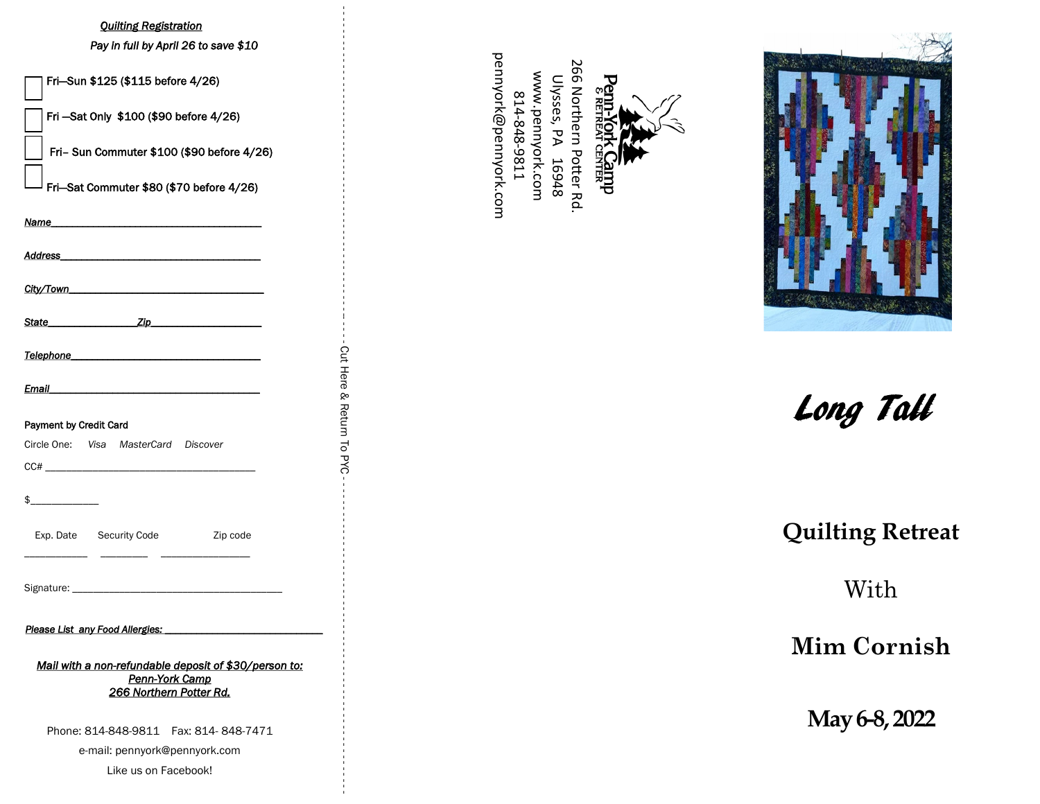## *Quilting Registration*

***Pay in full by April 26 to save $10***

- [ ] Fri—Sun $125 ($115 before 4/26)
- [ ] Fri —Sat Only $100 ($90 before 4/26)
- [ ] Fri– Sun Commuter $100 ($90 before 4/26)
- [ ] Fri—Sat Commuter $80 ($70 before 4/26)

*Name*______________________________________

*Address*____________________________________

*City/Town*__________________________________

*State*________________*Zip*__________________

*Telephone*__________________________________

*Email*______________________________________

**Payment by Credit Card**

Circle One: *Visa* *MasterCard* *Discover*

CC# ______________________________________

$____________

Exp. Date ____________ Security Code _________ Zip code ________________

Signature: ______________________________________

***Please List any Food Allergies:*** ____________________________

***Mail with a non-refundable deposit of $30/person to:***
***Penn-York Camp***
***266 Northern Potter Rd.***

Phone: 814-848-9811 Fax: 814- 848-7471

e-mail: pennyork@pennyork.com

Like us on Facebook!

Cut Here & Return To PYC

---

**Penn-York Camp**
& RETREAT CENTER

266 Northern Potter Rd.
Ulysses, PA 16948
www.pennyork.com
814-848-9811
pennyork@pennyork.com

---

# *Long Tall*

## Quilting Retreat

With

## Mim Cornish

## May 6-8, 2022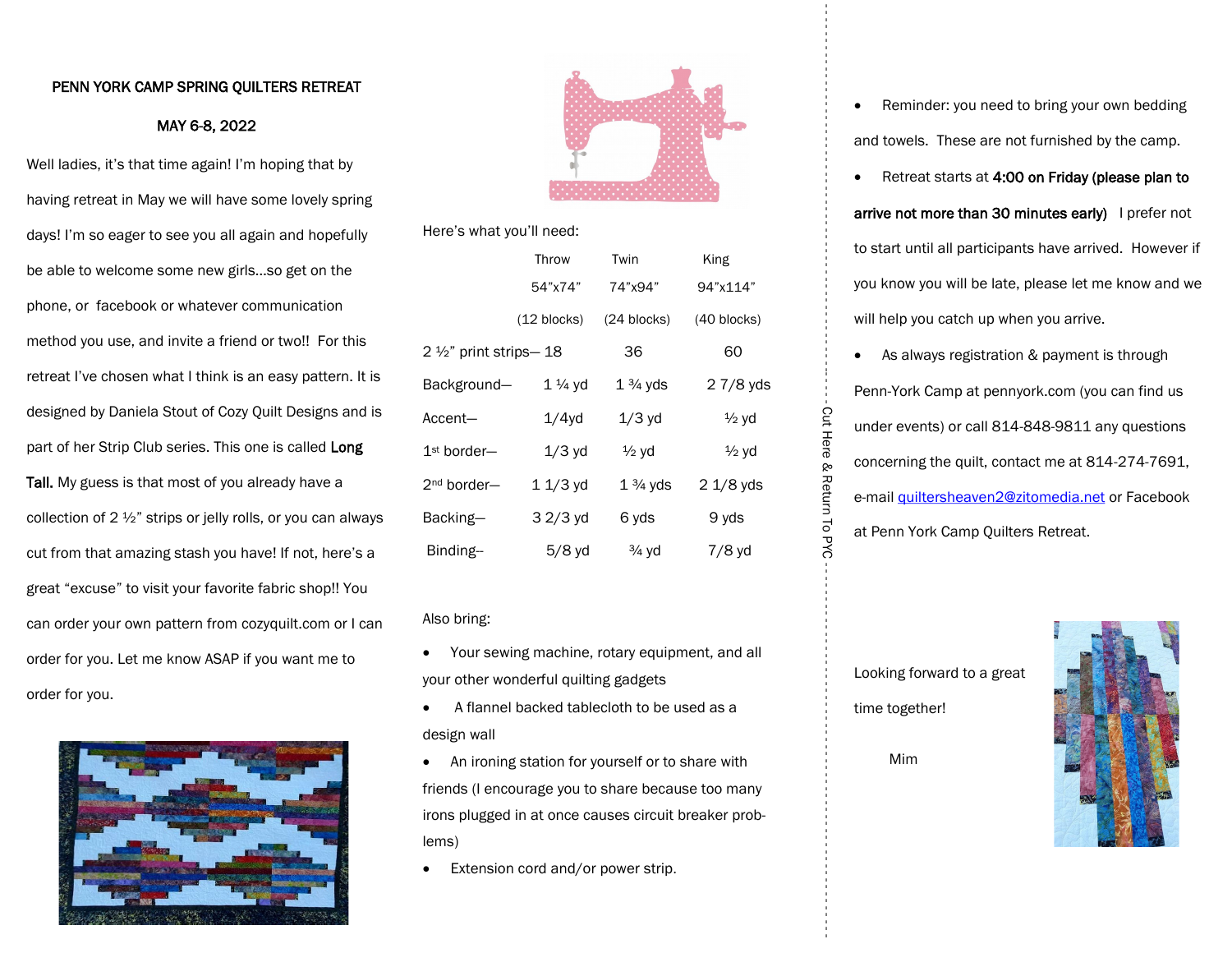PENN YORK CAMP SPRING QUILTERS RETREAT

MAY 6-8, 2022

Well ladies, it's that time again! I'm hoping that by having retreat in May we will have some lovely spring days! I'm so eager to see you all again and hopefully be able to welcome some new girls…so get on the phone, or facebook or whatever communication method you use, and invite a friend or two!! For this retreat I've chosen what I think is an easy pattern. It is designed by Daniela Stout of Cozy Quilt Designs and is part of her Strip Club series. This one is called **Long Tall.** My guess is that most of you already have a collection of 2 ½" strips or jelly rolls, or you can always cut from that amazing stash you have! If not, here's a great "excuse" to visit your favorite fabric shop!! You can order your own pattern from cozyquilt.com or I can order for you. Let me know ASAP if you want me to order for you.

Here's what you'll need:

| | Throw 54"x74" (12 blocks) | Twin 74"x94" (24 blocks) | King 94"x114" (40 blocks) |
|---|---|---|---|
| 2 ½" print strips– | 18 | 36 | 60 |
| Background– | 1 ¼ yd | 1 ¾ yds | 2 7/8 yds |
| Accent– | 1/4yd | 1/3 yd | ½ yd |
| 1st border– | 1/3 yd | ½ yd | ½ yd |
| 2nd border– | 1 1/3 yd | 1 ¾ yds | 2 1/8 yds |
| Backing– | 3 2/3 yd | 6 yds | 9 yds |
| Binding– | 5/8 yd | ¾ yd | 7/8 yd |

Also bring:

- Your sewing machine, rotary equipment, and all your other wonderful quilting gadgets
- A flannel backed tablecloth to be used as a design wall
- An ironing station for yourself or to share with friends (I encourage you to share because too many irons plugged in at once causes circuit breaker problems)
- Extension cord and/or power strip.

Cut Here & Return To PYC

- Reminder: you need to bring your own bedding and towels. These are not furnished by the camp.
- Retreat starts at **4:00 on Friday (please plan to arrive not more than 30 minutes early)** I prefer not to start until all participants have arrived. However if you know you will be late, please let me know and we will help you catch up when you arrive.
- As always registration & payment is through Penn-York Camp at pennyork.com (you can find us under events) or call 814-848-9811 any questions concerning the quilt, contact me at 814-274-7691, e-mail quiltersheaven2@zitomedia.net or Facebook at Penn York Camp Quilters Retreat.

Looking forward to a great time together!

Mim